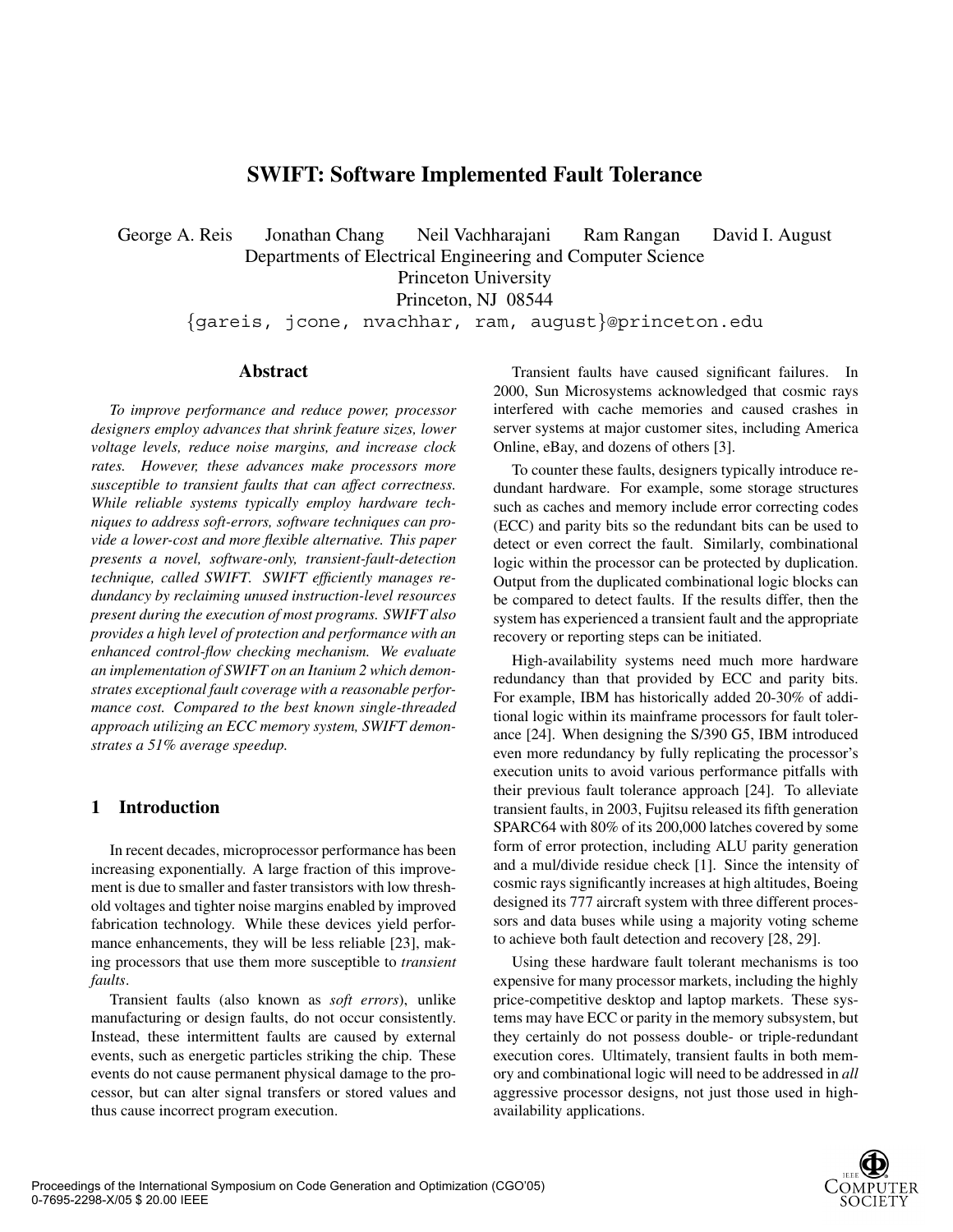# SWIFT: Software Implemented Fault Tolerance

George A. Reis Jonathan Chang Neil Vachharajani Ram Rangan David I. August
Departments of Electrical Engineering and Computer Science
Princeton University
Princeton, NJ 08544
{gareis, jcone, nvachhar, ram, august}@princeton.edu

## Abstract

*To improve performance and reduce power, processor designers employ advances that shrink feature sizes, lower voltage levels, reduce noise margins, and increase clock rates. However, these advances make processors more susceptible to transient faults that can affect correctness. While reliable systems typically employ hardware techniques to address soft-errors, software techniques can provide a lower-cost and more flexible alternative. This paper presents a novel, software-only, transient-fault-detection technique, called SWIFT. SWIFT efficiently manages redundancy by reclaiming unused instruction-level resources present during the execution of most programs. SWIFT also provides a high level of protection and performance with an enhanced control-flow checking mechanism. We evaluate an implementation of SWIFT on an Itanium 2 which demonstrates exceptional fault coverage with a reasonable performance cost. Compared to the best known single-threaded approach utilizing an ECC memory system, SWIFT demonstrates a 51% average speedup.*

## 1 Introduction

In recent decades, microprocessor performance has been increasing exponentially. A large fraction of this improvement is due to smaller and faster transistors with low threshold voltages and tighter noise margins enabled by improved fabrication technology. While these devices yield performance enhancements, they will be less reliable [23], making processors that use them more susceptible to *transient faults*.

Transient faults (also known as *soft errors*), unlike manufacturing or design faults, do not occur consistently. Instead, these intermittent faults are caused by external events, such as energetic particles striking the chip. These events do not cause permanent physical damage to the processor, but can alter signal transfers or stored values and thus cause incorrect program execution.

Transient faults have caused significant failures. In 2000, Sun Microsystems acknowledged that cosmic rays interfered with cache memories and caused crashes in server systems at major customer sites, including America Online, eBay, and dozens of others [3].

To counter these faults, designers typically introduce redundant hardware. For example, some storage structures such as caches and memory include error correcting codes (ECC) and parity bits so the redundant bits can be used to detect or even correct the fault. Similarly, combinational logic within the processor can be protected by duplication. Output from the duplicated combinational logic blocks can be compared to detect faults. If the results differ, then the system has experienced a transient fault and the appropriate recovery or reporting steps can be initiated.

High-availability systems need much more hardware redundancy than that provided by ECC and parity bits. For example, IBM has historically added 20-30% of additional logic within its mainframe processors for fault tolerance [24]. When designing the S/390 G5, IBM introduced even more redundancy by fully replicating the processor's execution units to avoid various performance pitfalls with their previous fault tolerance approach [24]. To alleviate transient faults, in 2003, Fujitsu released its fifth generation SPARC64 with 80% of its 200,000 latches covered by some form of error protection, including ALU parity generation and a mul/divide residue check [1]. Since the intensity of cosmic rays significantly increases at high altitudes, Boeing designed its 777 aircraft system with three different processors and data buses while using a majority voting scheme to achieve both fault detection and recovery [28, 29].

Using these hardware fault tolerant mechanisms is too expensive for many processor markets, including the highly price-competitive desktop and laptop markets. These systems may have ECC or parity in the memory subsystem, but they certainly do not possess double- or triple-redundant execution cores. Ultimately, transient faults in both memory and combinational logic will need to be addressed in *all* aggressive processor designs, not just those used in high-availability applications.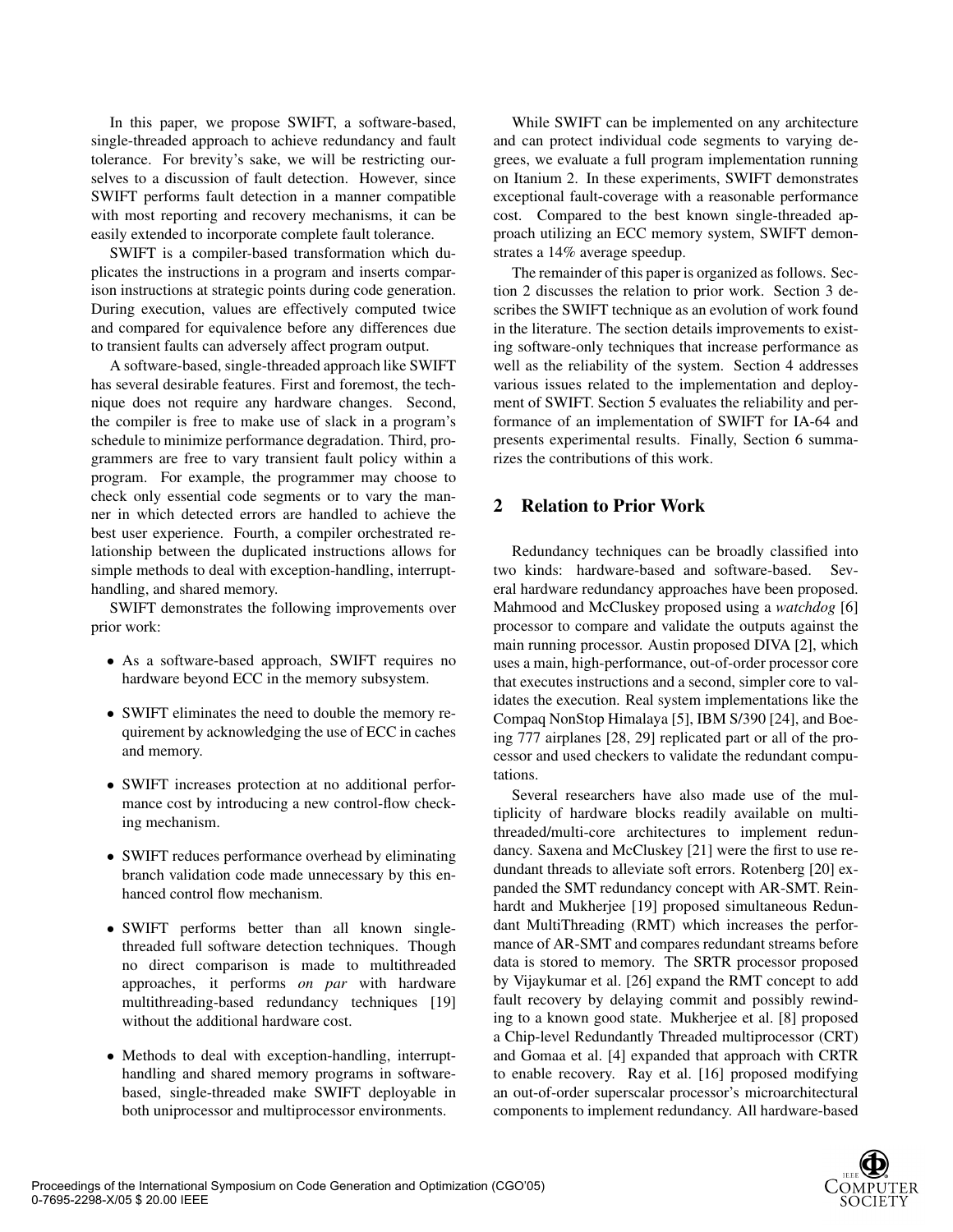In this paper, we propose SWIFT, a software-based, single-threaded approach to achieve redundancy and fault tolerance. For brevity's sake, we will be restricting ourselves to a discussion of fault detection. However, since SWIFT performs fault detection in a manner compatible with most reporting and recovery mechanisms, it can be easily extended to incorporate complete fault tolerance.

SWIFT is a compiler-based transformation which duplicates the instructions in a program and inserts comparison instructions at strategic points during code generation. During execution, values are effectively computed twice and compared for equivalence before any differences due to transient faults can adversely affect program output.

A software-based, single-threaded approach like SWIFT has several desirable features. First and foremost, the technique does not require any hardware changes. Second, the compiler is free to make use of slack in a program's schedule to minimize performance degradation. Third, programmers are free to vary transient fault policy within a program. For example, the programmer may choose to check only essential code segments or to vary the manner in which detected errors are handled to achieve the best user experience. Fourth, a compiler orchestrated relationship between the duplicated instructions allows for simple methods to deal with exception-handling, interrupt-handling, and shared memory.

SWIFT demonstrates the following improvements over prior work:

- As a software-based approach, SWIFT requires no hardware beyond ECC in the memory subsystem.
- SWIFT eliminates the need to double the memory requirement by acknowledging the use of ECC in caches and memory.
- SWIFT increases protection at no additional performance cost by introducing a new control-flow checking mechanism.
- SWIFT reduces performance overhead by eliminating branch validation code made unnecessary by this enhanced control flow mechanism.
- SWIFT performs better than all known single-threaded full software detection techniques. Though no direct comparison is made to multithreaded approaches, it performs *on par* with hardware multithreading-based redundancy techniques [19] without the additional hardware cost.
- Methods to deal with exception-handling, interrupt-handling and shared memory programs in software-based, single-threaded make SWIFT deployable in both uniprocessor and multiprocessor environments.

While SWIFT can be implemented on any architecture and can protect individual code segments to varying degrees, we evaluate a full program implementation running on Itanium 2. In these experiments, SWIFT demonstrates exceptional fault-coverage with a reasonable performance cost. Compared to the best known single-threaded approach utilizing an ECC memory system, SWIFT demonstrates a 14% average speedup.

The remainder of this paper is organized as follows. Section 2 discusses the relation to prior work. Section 3 describes the SWIFT technique as an evolution of work found in the literature. The section details improvements to existing software-only techniques that increase performance as well as the reliability of the system. Section 4 addresses various issues related to the implementation and deployment of SWIFT. Section 5 evaluates the reliability and performance of an implementation of SWIFT for IA-64 and presents experimental results. Finally, Section 6 summarizes the contributions of this work.

## 2 Relation to Prior Work

Redundancy techniques can be broadly classified into two kinds: hardware-based and software-based. Several hardware redundancy approaches have been proposed. Mahmood and McCluskey proposed using a *watchdog* [6] processor to compare and validate the outputs against the main running processor. Austin proposed DIVA [2], which uses a main, high-performance, out-of-order processor core that executes instructions and a second, simpler core to validates the execution. Real system implementations like the Compaq NonStop Himalaya [5], IBM S/390 [24], and Boeing 777 airplanes [28, 29] replicated part or all of the processor and used checkers to validate the redundant computations.

Several researchers have also made use of the multiplicity of hardware blocks readily available on multi-threaded/multi-core architectures to implement redundancy. Saxena and McCluskey [21] were the first to use redundant threads to alleviate soft errors. Rotenberg [20] expanded the SMT redundancy concept with AR-SMT. Reinhardt and Mukherjee [19] proposed simultaneous Redundant MultiThreading (RMT) which increases the performance of AR-SMT and compares redundant streams before data is stored to memory. The SRTR processor proposed by Vijaykumar et al. [26] expand the RMT concept to add fault recovery by delaying commit and possibly rewinding to a known good state. Mukherjee et al. [8] proposed a Chip-level Redundantly Threaded multiprocessor (CRT) and Gomaa et al. [4] expanded that approach with CRTR to enable recovery. Ray et al. [16] proposed modifying an out-of-order superscalar processor's microarchitectural components to implement redundancy. All hardware-based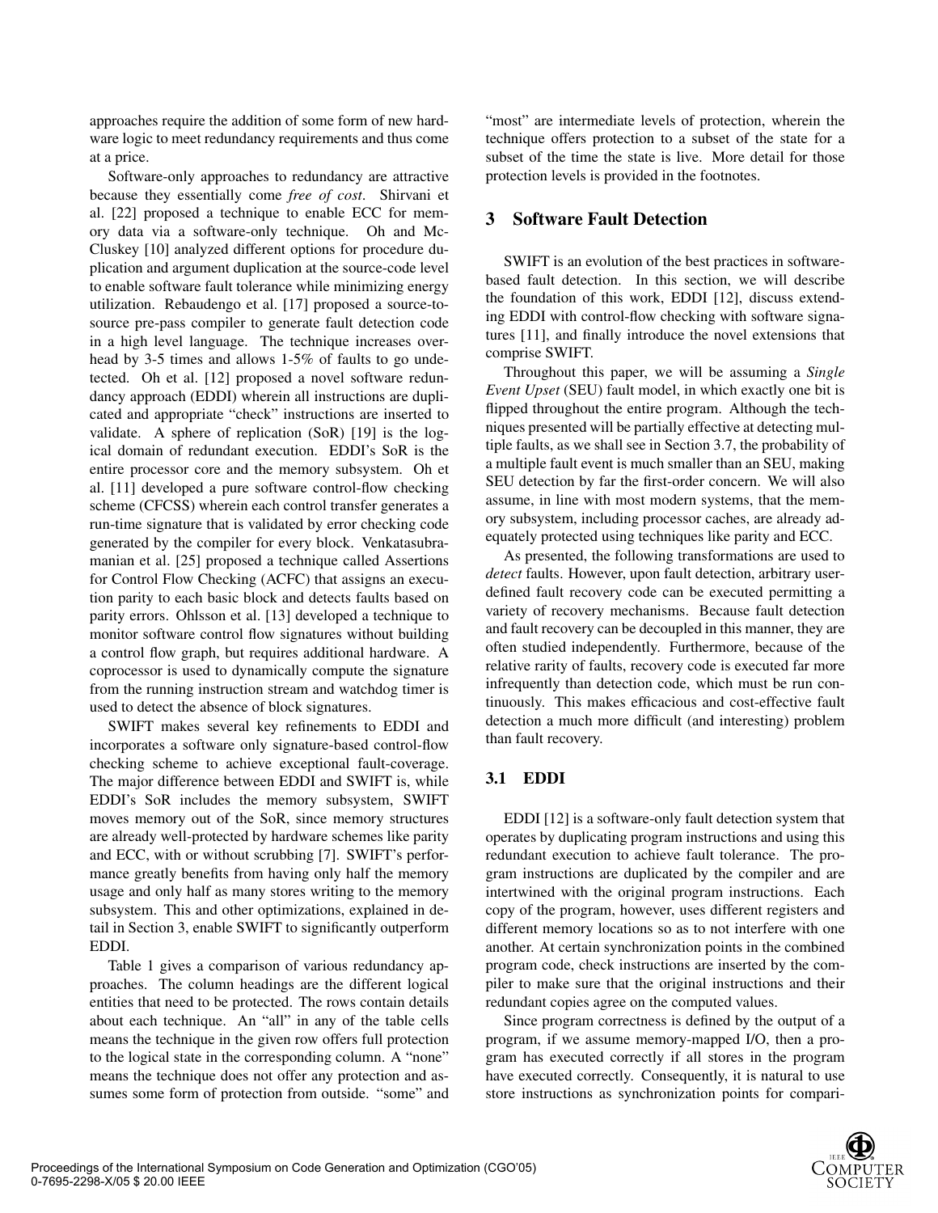approaches require the addition of some form of new hardware logic to meet redundancy requirements and thus come at a price.

Software-only approaches to redundancy are attractive because they essentially come *free of cost*. Shirvani et al. [22] proposed a technique to enable ECC for memory data via a software-only technique. Oh and McCluskey [10] analyzed different options for procedure duplication and argument duplication at the source-code level to enable software fault tolerance while minimizing energy utilization. Rebaudengo et al. [17] proposed a source-to-source pre-pass compiler to generate fault detection code in a high level language. The technique increases overhead by 3-5 times and allows 1-5% of faults to go undetected. Oh et al. [12] proposed a novel software redundancy approach (EDDI) wherein all instructions are duplicated and appropriate "check" instructions are inserted to validate. A sphere of replication (SoR) [19] is the logical domain of redundant execution. EDDI's SoR is the entire processor core and the memory subsystem. Oh et al. [11] developed a pure software control-flow checking scheme (CFCSS) wherein each control transfer generates a run-time signature that is validated by error checking code generated by the compiler for every block. Venkatasubramanian et al. [25] proposed a technique called Assertions for Control Flow Checking (ACFC) that assigns an execution parity to each basic block and detects faults based on parity errors. Ohlsson et al. [13] developed a technique to monitor software control flow signatures without building a control flow graph, but requires additional hardware. A coprocessor is used to dynamically compute the signature from the running instruction stream and watchdog timer is used to detect the absence of block signatures.

SWIFT makes several key refinements to EDDI and incorporates a software only signature-based control-flow checking scheme to achieve exceptional fault-coverage. The major difference between EDDI and SWIFT is, while EDDI's SoR includes the memory subsystem, SWIFT moves memory out of the SoR, since memory structures are already well-protected by hardware schemes like parity and ECC, with or without scrubbing [7]. SWIFT's performance greatly benefits from having only half the memory usage and only half as many stores writing to the memory subsystem. This and other optimizations, explained in detail in Section 3, enable SWIFT to significantly outperform EDDI.

Table 1 gives a comparison of various redundancy approaches. The column headings are the different logical entities that need to be protected. The rows contain details about each technique. An "all" in any of the table cells means the technique in the given row offers full protection to the logical state in the corresponding column. A "none" means the technique does not offer any protection and assumes some form of protection from outside. "some" and "most" are intermediate levels of protection, wherein the technique offers protection to a subset of the state for a subset of the time the state is live. More detail for those protection levels is provided in the footnotes.

## 3 Software Fault Detection

SWIFT is an evolution of the best practices in software-based fault detection. In this section, we will describe the foundation of this work, EDDI [12], discuss extending EDDI with control-flow checking with software signatures [11], and finally introduce the novel extensions that comprise SWIFT.

Throughout this paper, we will be assuming a *Single Event Upset* (SEU) fault model, in which exactly one bit is flipped throughout the entire program. Although the techniques presented will be partially effective at detecting multiple faults, as we shall see in Section 3.7, the probability of a multiple fault event is much smaller than an SEU, making SEU detection by far the first-order concern. We will also assume, in line with most modern systems, that the memory subsystem, including processor caches, are already adequately protected using techniques like parity and ECC.

As presented, the following transformations are used to *detect* faults. However, upon fault detection, arbitrary user-defined fault recovery code can be executed permitting a variety of recovery mechanisms. Because fault detection and fault recovery can be decoupled in this manner, they are often studied independently. Furthermore, because of the relative rarity of faults, recovery code is executed far more infrequently than detection code, which must be run continuously. This makes efficacious and cost-effective fault detection a much more difficult (and interesting) problem than fault recovery.

### 3.1 EDDI

EDDI [12] is a software-only fault detection system that operates by duplicating program instructions and using this redundant execution to achieve fault tolerance. The program instructions are duplicated by the compiler and are intertwined with the original program instructions. Each copy of the program, however, uses different registers and different memory locations so as to not interfere with one another. At certain synchronization points in the combined program code, check instructions are inserted by the compiler to make sure that the original instructions and their redundant copies agree on the computed values.

Since program correctness is defined by the output of a program, if we assume memory-mapped I/O, then a program has executed correctly if all stores in the program have executed correctly. Consequently, it is natural to use store instructions as synchronization points for compari-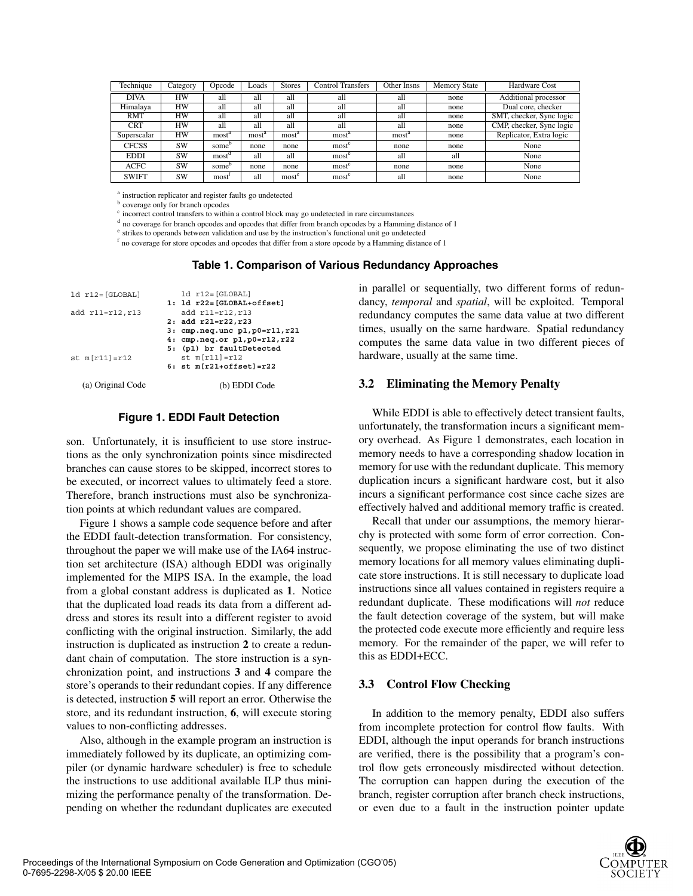| Technique | Category | Opcode | Loads | Stores | Control Transfers | Other Insns | Memory State | Hardware Cost |
|---|---|---|---|---|---|---|---|---|
| DIVA | HW | all | all | all | all | all | none | Additional processor |
| Himalaya | HW | all | all | all | all | all | none | Dual core, checker |
| RMT | HW | all | all | all | all | all | none | SMT, checker, Sync logic |
| CRT | HW | all | all | all | all | all | none | CMP, checker, Sync logic |
| Superscalar | HW | most[a] | most[a] | most[a] | most[a] | most[a] | none | Replicator, Extra logic |
| CFCSS | SW | some[b] | none | none | most[c] | none | none | None |
| EDDI | SW | most[d] | all | all | most[c] | all | all | None |
| ACFC | SW | some[b] | none | none | most[c] | none | none | None |
| SWIFT | SW | most[f] | all | most[e] | most[c] | all | none | None |

[a] instruction replicator and register faults go undetected
[b] coverage only for branch opcodes
[c] incorrect control transfers to within a control block may go undetected in rare circumstances
[d] no coverage for branch opcodes and opcodes that differ from branch opcodes by a Hamming distance of 1
[e] strikes to operands between validation and use by the instruction's functional unit go undetected
[f] no coverage for store opcodes and opcodes that differ from a store opcode by a Hamming distance of 1

**Table 1. Comparison of Various Redundancy Approaches**

```
ld r12=[GLOBAL]            ld r12=[GLOBAL]
                        1: ld r22=[GLOBAL+offset]
add r11=r12,r13            add r11=r12,r13
                        2: add r21=r22,r23
                        3: cmp.neq.unc p1,p0=r11,r21
                        4: cmp.neq.or p1,p0=r12,r22
                        5: (p1) br faultDetected
st m[r11]=r12              st m[r11]=r12
                        6: st m[r21+offset]=r22

  (a) Original Code            (b) EDDI Code
```

**Figure 1. EDDI Fault Detection**

son. Unfortunately, it is insufficient to use store instructions as the only synchronization points since misdirected branches can cause stores to be skipped, incorrect stores to be executed, or incorrect values to ultimately feed a store. Therefore, branch instructions must also be synchronization points at which redundant values are compared.

Figure 1 shows a sample code sequence before and after the EDDI fault-detection transformation. For consistency, throughout the paper we will make use of the IA64 instruction set architecture (ISA) although EDDI was originally implemented for the MIPS ISA. In the example, the load from a global constant address is duplicated as **1**. Notice that the duplicated load reads its data from a different address and stores its result into a different register to avoid conflicting with the original instruction. Similarly, the add instruction is duplicated as instruction **2** to create a redundant chain of computation. The store instruction is a synchronization point, and instructions **3** and **4** compare the store's operands to their redundant copies. If any difference is detected, instruction **5** will report an error. Otherwise the store, and its redundant instruction, **6**, will execute storing values to non-conflicting addresses.

Also, although in the example program an instruction is immediately followed by its duplicate, an optimizing compiler (or dynamic hardware scheduler) is free to schedule the instructions to use additional available ILP thus minimizing the performance penalty of the transformation. Depending on whether the redundant duplicates are executed in parallel or sequentially, two different forms of redundancy, *temporal* and *spatial*, will be exploited. Temporal redundancy computes the same data value at two different times, usually on the same hardware. Spatial redundancy computes the same data value in two different pieces of hardware, usually at the same time.

### 3.2 Eliminating the Memory Penalty

While EDDI is able to effectively detect transient faults, unfortunately, the transformation incurs a significant memory overhead. As Figure 1 demonstrates, each location in memory needs to have a corresponding shadow location in memory for use with the redundant duplicate. This memory duplication incurs a significant hardware cost, but it also incurs a significant performance cost since cache sizes are effectively halved and additional memory traffic is created.

Recall that under our assumptions, the memory hierarchy is protected with some form of error correction. Consequently, we propose eliminating the use of two distinct memory locations for all memory values eliminating duplicate store instructions. It is still necessary to duplicate load instructions since all values contained in registers require a redundant duplicate. These modifications will *not* reduce the fault detection coverage of the system, but will make the protected code execute more efficiently and require less memory. For the remainder of the paper, we will refer to this as EDDI+ECC.

### 3.3 Control Flow Checking

In addition to the memory penalty, EDDI also suffers from incomplete protection for control flow faults. With EDDI, although the input operands for branch instructions are verified, there is the possibility that a program's control flow gets erroneously misdirected without detection. The corruption can happen during the execution of the branch, register corruption after branch check instructions, or even due to a fault in the instruction pointer update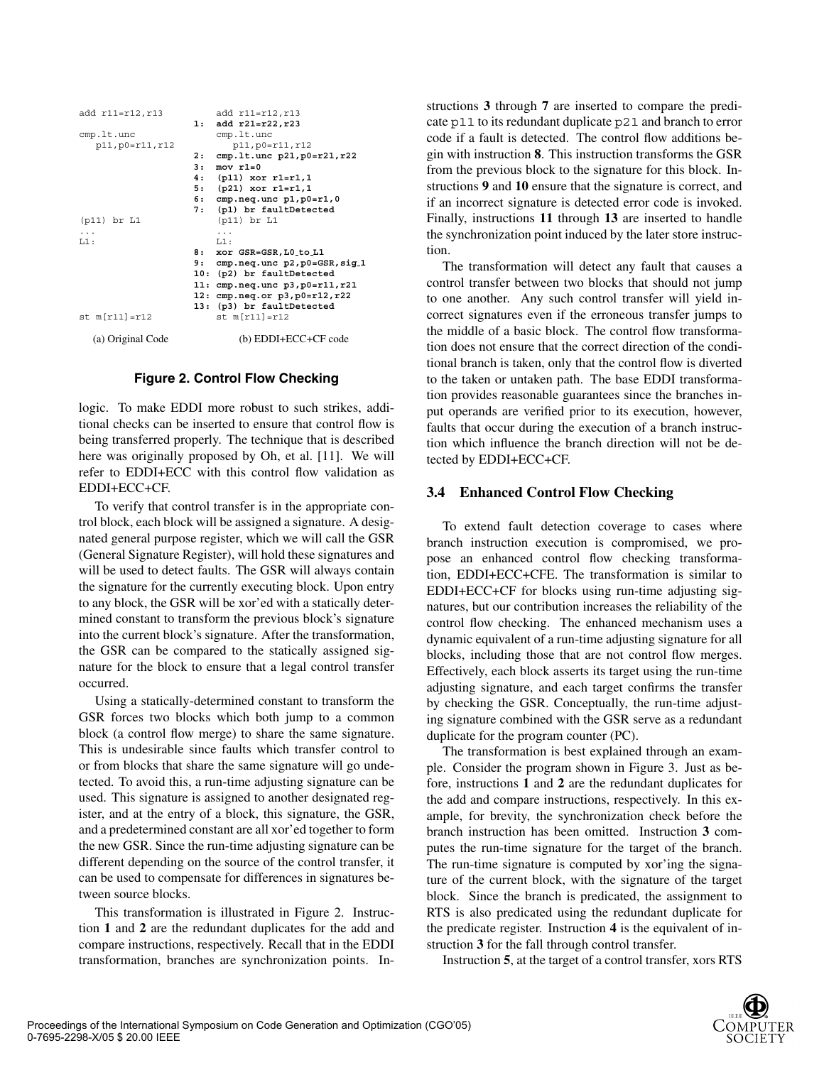```
add r11=r12,r13              add r11=r12,r13
                         1:  add r21=r22,r23
cmp.lt.unc                   cmp.lt.unc
   p11,p0=r11,r12               p11,p0=r11,r12
                         2:  cmp.lt.unc p21,p0=r21,r22
                         3:  mov r1=0
                         4:  (p11) xor r1=r1,1
                         5:  (p21) xor r1=r1,1
                         6:  cmp.neq.unc p1,p0=r1,0
                         7:  (p1) br faultDetected
(p11) br L1                  (p11) br L1
...                          ...
L1:                          L1:
                         8:  xor GSR=GSR,L0_to_L1
                         9:  cmp.neq.unc p2,p0=GSR,sig_1
                         10: (p2) br faultDetected
                         11: cmp.neq.unc p3,p0=r11,r21
                         12: cmp.neq.or p3,p0=r12,r22
                         13: (p3) br faultDetected
st m[r11]=r12                st m[r11]=r12

   (a) Original Code             (b) EDDI+ECC+CF code
```

**Figure 2. Control Flow Checking**

logic. To make EDDI more robust to such strikes, additional checks can be inserted to ensure that control flow is being transferred properly. The technique that is described here was originally proposed by Oh, et al. [11]. We will refer to EDDI+ECC with this control flow validation as EDDI+ECC+CF.

To verify that control transfer is in the appropriate control block, each block will be assigned a signature. A designated general purpose register, which we will call the GSR (General Signature Register), will hold these signatures and will be used to detect faults. The GSR will always contain the signature for the currently executing block. Upon entry to any block, the GSR will be xor'ed with a statically determined constant to transform the previous block's signature into the current block's signature. After the transformation, the GSR can be compared to the statically assigned signature for the block to ensure that a legal control transfer occurred.

Using a statically-determined constant to transform the GSR forces two blocks which both jump to a common block (a control flow merge) to share the same signature. This is undesirable since faults which transfer control to or from blocks that share the same signature will go undetected. To avoid this, a run-time adjusting signature can be used. This signature is assigned to another designated register, and at the entry of a block, this signature, the GSR, and a predetermined constant are all xor'ed together to form the new GSR. Since the run-time adjusting signature can be different depending on the source of the control transfer, it can be used to compensate for differences in signatures between source blocks.

This transformation is illustrated in Figure 2. Instruction **1** and **2** are the redundant duplicates for the add and compare instructions, respectively. Recall that in the EDDI transformation, branches are synchronization points. Instructions **3** through **7** are inserted to compare the predicate `p11` to its redundant duplicate `p21` and branch to error code if a fault is detected. The control flow additions begin with instruction **8**. This instruction transforms the GSR from the previous block to the signature for this block. Instructions **9** and **10** ensure that the signature is correct, and if an incorrect signature is detected error code is invoked. Finally, instructions **11** through **13** are inserted to handle the synchronization point induced by the later store instruction.

The transformation will detect any fault that causes a control transfer between two blocks that should not jump to one another. Any such control transfer will yield incorrect signatures even if the erroneous transfer jumps to the middle of a basic block. The control flow transformation does not ensure that the correct direction of the conditional branch is taken, only that the control flow is diverted to the taken or untaken path. The base EDDI transformation provides reasonable guarantees since the branches input operands are verified prior to its execution, however, faults that occur during the execution of a branch instruction which influence the branch direction will not be detected by EDDI+ECC+CF.

### 3.4 Enhanced Control Flow Checking

To extend fault detection coverage to cases where branch instruction execution is compromised, we propose an enhanced control flow checking transformation, EDDI+ECC+CFE. The transformation is similar to EDDI+ECC+CF for blocks using run-time adjusting signatures, but our contribution increases the reliability of the control flow checking. The enhanced mechanism uses a dynamic equivalent of a run-time adjusting signature for all blocks, including those that are not control flow merges. Effectively, each block asserts its target using the run-time adjusting signature, and each target confirms the transfer by checking the GSR. Conceptually, the run-time adjusting signature combined with the GSR serve as a redundant duplicate for the program counter (PC).

The transformation is best explained through an example. Consider the program shown in Figure 3. Just as before, instructions **1** and **2** are the redundant duplicates for the add and compare instructions, respectively. In this example, for brevity, the synchronization check before the branch instruction has been omitted. Instruction **3** computes the run-time signature for the target of the branch. The run-time signature is computed by xor'ing the signature of the current block, with the signature of the target block. Since the branch is predicated, the assignment to RTS is also predicated using the redundant duplicate for the predicate register. Instruction **4** is the equivalent of instruction **3** for the fall through control transfer.

Instruction **5**, at the target of a control transfer, xors RTS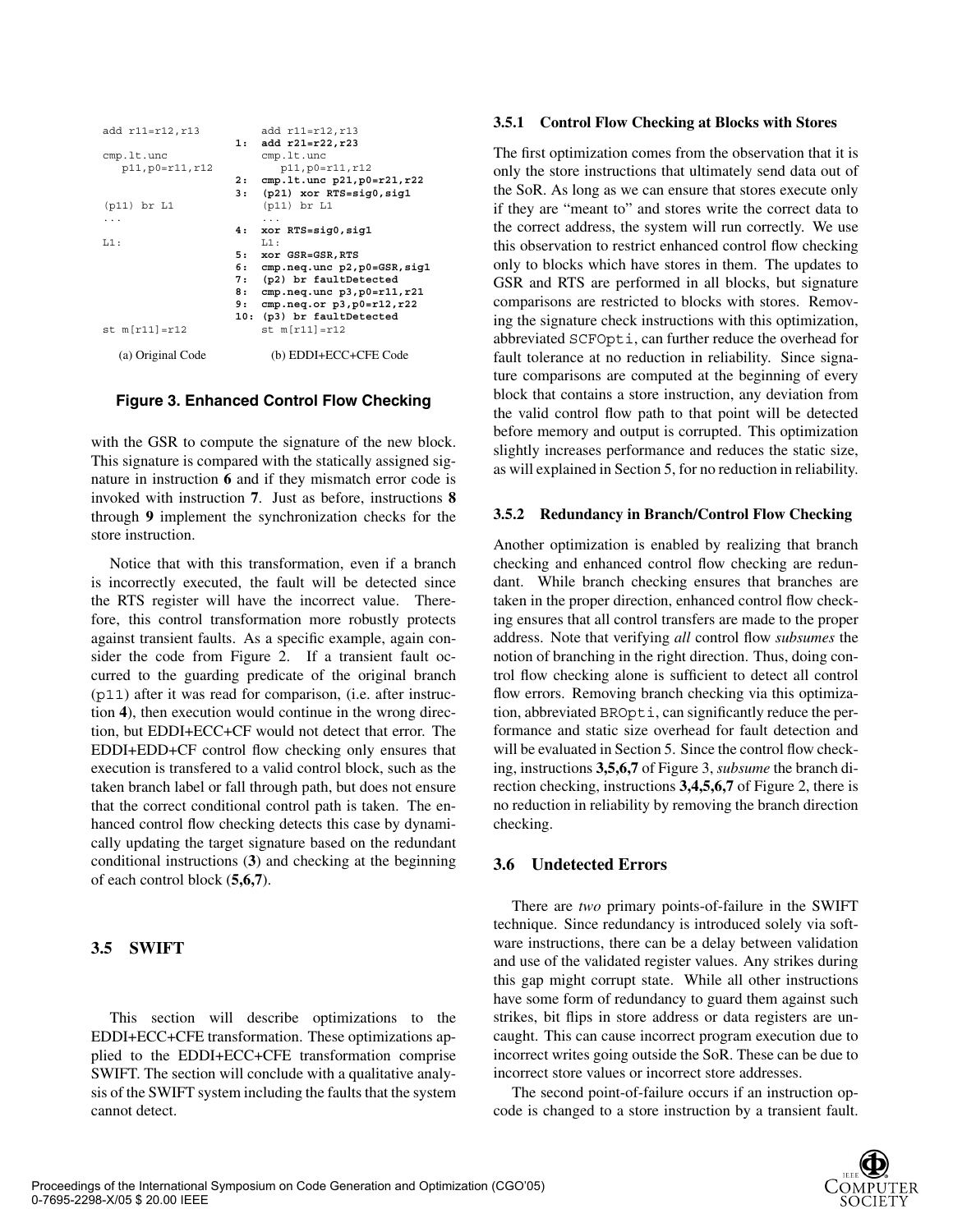| (a) Original Code | | (b) EDDI+ECC+CFE Code |
|---|---|---|
| `add r11=r12,r13` | | `add r11=r12,r13` |
| | **1:** | **`add r21=r22,r23`** |
| `cmp.lt.unc p11,p0=r11,r12` | | `cmp.lt.unc p11,p0=r11,r12` |
| | **2:** | **`cmp.lt.unc p21,p0=r21,r22`** |
| | **3:** | **`(p21) xor RTS=sig0,sig1`** |
| `(p11) br L1` | | `(p11) br L1` |
| `...` | | `...` |
| | **4:** | **`xor RTS=sig0,sig1`** |
| `L1:` | | `L1:` |
| | **5:** | **`xor GSR=GSR,RTS`** |
| | **6:** | **`cmp.neq.unc p2,p0=GSR,sig1`** |
| | **7:** | **`(p2) br faultDetected`** |
| | **8:** | **`cmp.neq.unc p3,p0=r11,r21`** |
| | **9:** | **`cmp.neq.or p3,p0=r12,r22`** |
| | **10:** | **`(p3) br faultDetected`** |
| `st m[r11]=r12` | | `st m[r11]=r12` |

**Figure 3. Enhanced Control Flow Checking**

with the GSR to compute the signature of the new block. This signature is compared with the statically assigned signature in instruction **6** and if they mismatch error code is invoked with instruction **7**. Just as before, instructions **8** through **9** implement the synchronization checks for the store instruction.

Notice that with this transformation, even if a branch is incorrectly executed, the fault will be detected since the RTS register will have the incorrect value. Therefore, this control transformation more robustly protects against transient faults. As a specific example, again consider the code from Figure 2. If a transient fault occurred to the guarding predicate of the original branch (`p11`) after it was read for comparison, (i.e. after instruction **4**), then execution would continue in the wrong direction, but EDDI+ECC+CF would not detect that error. The EDDI+EDD+CF control flow checking only ensures that execution is transfered to a valid control block, such as the taken branch label or fall through path, but does not ensure that the correct conditional control path is taken. The enhanced control flow checking detects this case by dynamically updating the target signature based on the redundant conditional instructions (**3**) and checking at the beginning of each control block (**5,6,7**).

### 3.5 SWIFT

This section will describe optimizations to the EDDI+ECC+CFE transformation. These optimizations applied to the EDDI+ECC+CFE transformation comprise SWIFT. The section will conclude with a qualitative analysis of the SWIFT system including the faults that the system cannot detect.

#### 3.5.1 Control Flow Checking at Blocks with Stores

The first optimization comes from the observation that it is only the store instructions that ultimately send data out of the SoR. As long as we can ensure that stores execute only if they are "meant to" and stores write the correct data to the correct address, the system will run correctly. We use this observation to restrict enhanced control flow checking only to blocks which have stores in them. The updates to GSR and RTS are performed in all blocks, but signature comparisons are restricted to blocks with stores. Removing the signature check instructions with this optimization, abbreviated `SCFOpti`, can further reduce the overhead for fault tolerance at no reduction in reliability. Since signature comparisons are computed at the beginning of every block that contains a store instruction, any deviation from the valid control flow path to that point will be detected before memory and output is corrupted. This optimization slightly increases performance and reduces the static size, as will explained in Section 5, for no reduction in reliability.

#### 3.5.2 Redundancy in Branch/Control Flow Checking

Another optimization is enabled by realizing that branch checking and enhanced control flow checking are redundant. While branch checking ensures that branches are taken in the proper direction, enhanced control flow checking ensures that all control transfers are made to the proper address. Note that verifying *all* control flow *subsumes* the notion of branching in the right direction. Thus, doing control flow checking alone is sufficient to detect all control flow errors. Removing branch checking via this optimization, abbreviated `BROpti`, can significantly reduce the performance and static size overhead for fault detection and will be evaluated in Section 5. Since the control flow checking, instructions **3,5,6,7** of Figure 3, *subsume* the branch direction checking, instructions **3,4,5,6,7** of Figure 2, there is no reduction in reliability by removing the branch direction checking.

### 3.6 Undetected Errors

There are *two* primary points-of-failure in the SWIFT technique. Since redundancy is introduced solely via software instructions, there can be a delay between validation and use of the validated register values. Any strikes during this gap might corrupt state. While all other instructions have some form of redundancy to guard them against such strikes, bit flips in store address or data registers are uncaught. This can cause incorrect program execution due to incorrect writes going outside the SoR. These can be due to incorrect store values or incorrect store addresses.

The second point-of-failure occurs if an instruction opcode is changed to a store instruction by a transient fault.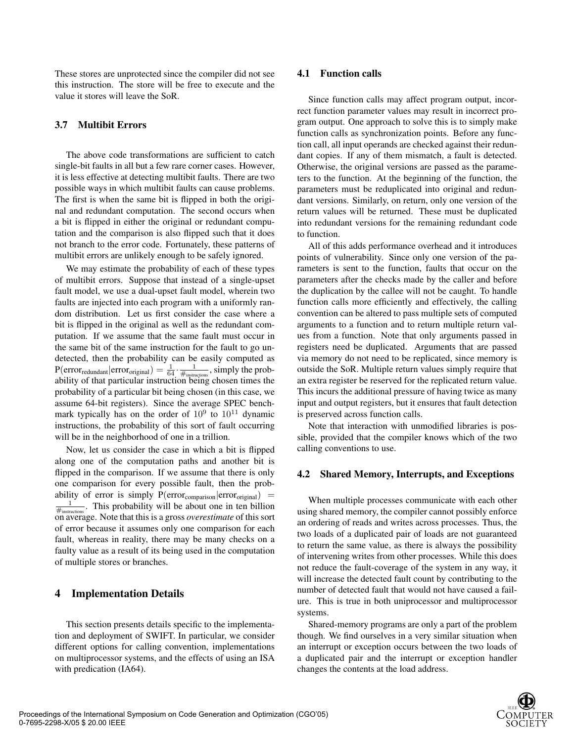These stores are unprotected since the compiler did not see this instruction. The store will be free to execute and the value it stores will leave the SoR.

### 3.7 Multibit Errors

The above code transformations are sufficient to catch single-bit faults in all but a few rare corner cases. However, it is less effective at detecting multibit faults. There are two possible ways in which multibit faults can cause problems. The first is when the same bit is flipped in both the original and redundant computation. The second occurs when a bit is flipped in either the original or redundant computation and the comparison is also flipped such that it does not branch to the error code. Fortunately, these patterns of multibit errors are unlikely enough to be safely ignored.

We may estimate the probability of each of these types of multibit errors. Suppose that instead of a single-upset fault model, we use a dual-upset fault model, wherein two faults are injected into each program with a uniformly random distribution. Let us first consider the case where a bit is flipped in the original as well as the redundant computation. If we assume that the same fault must occur in the same bit of the same instruction for the fault to go undetected, then the probability can be easily computed as $\text{P}(\text{error}_{\text{redundant}}|\text{error}_{\text{original}}) = \frac{1}{64} \cdot \frac{1}{\#_{\text{instructions}}}$, simply the probability of that particular instruction being chosen times the probability of a particular bit being chosen (in this case, we assume 64-bit registers). Since the average SPEC benchmark typically has on the order of $10^9$ to $10^{11}$ dynamic instructions, the probability of this sort of fault occurring will be in the neighborhood of one in a trillion.

Now, let us consider the case in which a bit is flipped along one of the computation paths and another bit is flipped in the comparison. If we assume that there is only one comparison for every possible fault, then the probability of error is simply $\text{P}(\text{error}_{\text{comparison}}|\text{error}_{\text{original}}) = \frac{1}{\#_{\text{instructions}}}$. This probability will be about one in ten billion on average. Note that this is a gross *overestimate* of this sort of error because it assumes only one comparison for each fault, whereas in reality, there may be many checks on a faulty value as a result of its being used in the computation of multiple stores or branches.

## 4 Implementation Details

This section presents details specific to the implementation and deployment of SWIFT. In particular, we consider different options for calling convention, implementations on multiprocessor systems, and the effects of using an ISA with predication (IA64).

### 4.1 Function calls

Since function calls may affect program output, incorrect function parameter values may result in incorrect program output. One approach to solve this is to simply make function calls as synchronization points. Before any function call, all input operands are checked against their redundant copies. If any of them mismatch, a fault is detected. Otherwise, the original versions are passed as the parameters to the function. At the beginning of the function, the parameters must be reduplicated into original and redundant versions. Similarly, on return, only one version of the return values will be returned. These must be duplicated into redundant versions for the remaining redundant code to function.

All of this adds performance overhead and it introduces points of vulnerability. Since only one version of the parameters is sent to the function, faults that occur on the parameters after the checks made by the caller and before the duplication by the callee will not be caught. To handle function calls more efficiently and effectively, the calling convention can be altered to pass multiple sets of computed arguments to a function and to return multiple return values from a function. Note that only arguments passed in registers need be duplicated. Arguments that are passed via memory do not need to be replicated, since memory is outside the SoR. Multiple return values simply require that an extra register be reserved for the replicated return value. This incurs the additional pressure of having twice as many input and output registers, but it ensures that fault detection is preserved across function calls.

Note that interaction with unmodified libraries is possible, provided that the compiler knows which of the two calling conventions to use.

### 4.2 Shared Memory, Interrupts, and Exceptions

When multiple processes communicate with each other using shared memory, the compiler cannot possibly enforce an ordering of reads and writes across processes. Thus, the two loads of a duplicated pair of loads are not guaranteed to return the same value, as there is always the possibility of intervening writes from other processes. While this does not reduce the fault-coverage of the system in any way, it will increase the detected fault count by contributing to the number of detected fault that would not have caused a failure. This is true in both uniprocessor and multiprocessor systems.

Shared-memory programs are only a part of the problem though. We find ourselves in a very similar situation when an interrupt or exception occurs between the two loads of a duplicated pair and the interrupt or exception handler changes the contents at the load address.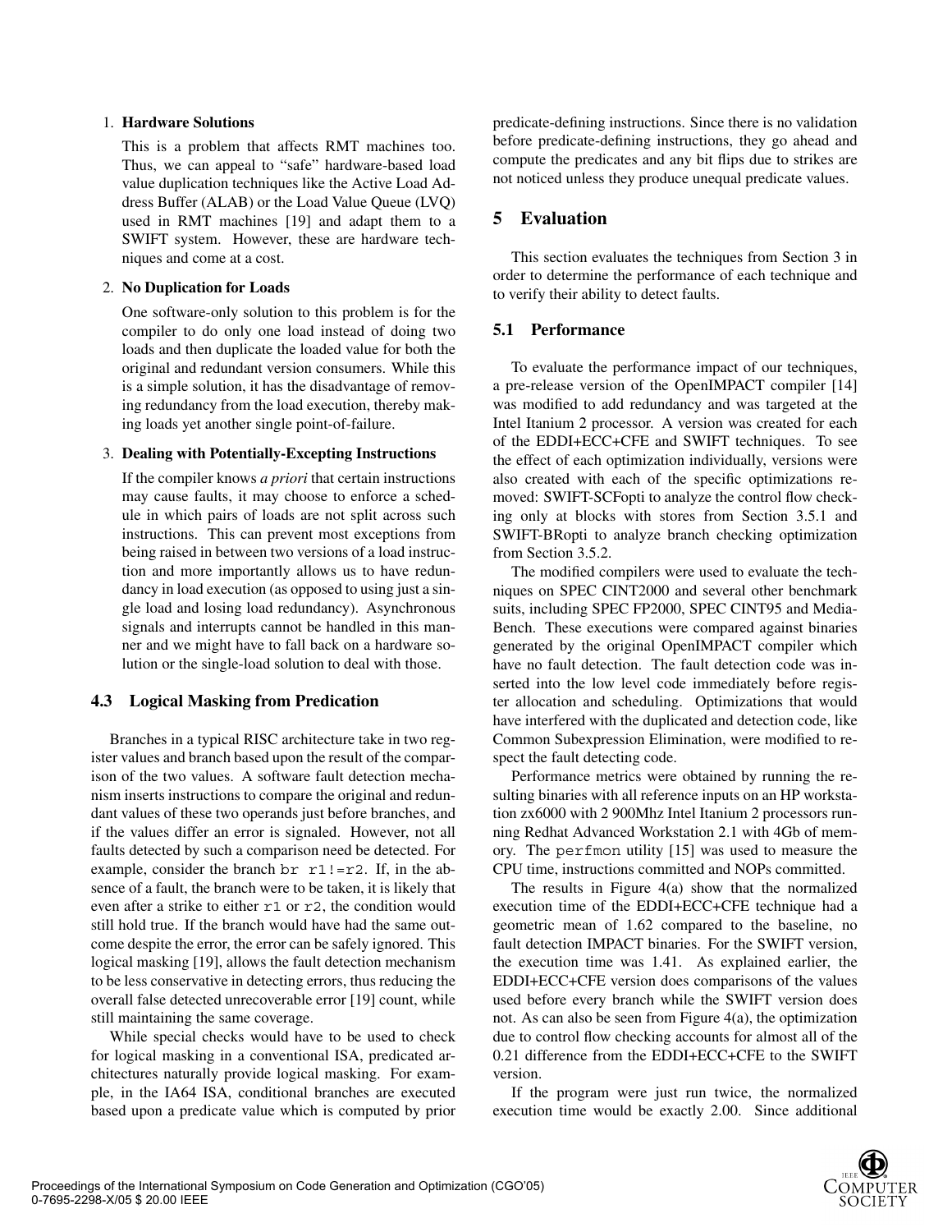1. **Hardware Solutions**

   This is a problem that affects RMT machines too. Thus, we can appeal to "safe" hardware-based load value duplication techniques like the Active Load Address Buffer (ALAB) or the Load Value Queue (LVQ) used in RMT machines [19] and adapt them to a SWIFT system. However, these are hardware techniques and come at a cost.

2. **No Duplication for Loads**

   One software-only solution to this problem is for the compiler to do only one load instead of doing two loads and then duplicate the loaded value for both the original and redundant version consumers. While this is a simple solution, it has the disadvantage of removing redundancy from the load execution, thereby making loads yet another single point-of-failure.

3. **Dealing with Potentially-Excepting Instructions**

   If the compiler knows *a priori* that certain instructions may cause faults, it may choose to enforce a schedule in which pairs of loads are not split across such instructions. This can prevent most exceptions from being raised in between two versions of a load instruction and more importantly allows us to have redundancy in load execution (as opposed to using just a single load and losing load redundancy). Asynchronous signals and interrupts cannot be handled in this manner and we might have to fall back on a hardware solution or the single-load solution to deal with those.

### 4.3 Logical Masking from Predication

Branches in a typical RISC architecture take in two register values and branch based upon the result of the comparison of the two values. A software fault detection mechanism inserts instructions to compare the original and redundant values of these two operands just before branches, and if the values differ an error is signaled. However, not all faults detected by such a comparison need be detected. For example, consider the branch `br r1!=r2`. If, in the absence of a fault, the branch were to be taken, it is likely that even after a strike to either `r1` or `r2`, the condition would still hold true. If the branch would have had the same outcome despite the error, the error can be safely ignored. This logical masking [19], allows the fault detection mechanism to be less conservative in detecting errors, thus reducing the overall false detected unrecoverable error [19] count, while still maintaining the same coverage.

While special checks would have to be used to check for logical masking in a conventional ISA, predicated architectures naturally provide logical masking. For example, in the IA64 ISA, conditional branches are executed based upon a predicate value which is computed by prior predicate-defining instructions. Since there is no validation before predicate-defining instructions, they go ahead and compute the predicates and any bit flips due to strikes are not noticed unless they produce unequal predicate values.

## 5 Evaluation

This section evaluates the techniques from Section 3 in order to determine the performance of each technique and to verify their ability to detect faults.

### 5.1 Performance

To evaluate the performance impact of our techniques, a pre-release version of the OpenIMPACT compiler [14] was modified to add redundancy and was targeted at the Intel Itanium 2 processor. A version was created for each of the EDDI+ECC+CFE and SWIFT techniques. To see the effect of each optimization individually, versions were also created with each of the specific optimizations removed: SWIFT-SCFopti to analyze the control flow checking only at blocks with stores from Section 3.5.1 and SWIFT-BRopti to analyze branch checking optimization from Section 3.5.2.

The modified compilers were used to evaluate the techniques on SPEC CINT2000 and several other benchmark suits, including SPEC FP2000, SPEC CINT95 and MediaBench. These executions were compared against binaries generated by the original OpenIMPACT compiler which have no fault detection. The fault detection code was inserted into the low level code immediately before register allocation and scheduling. Optimizations that would have interfered with the duplicated and detection code, like Common Subexpression Elimination, were modified to respect the fault detecting code.

Performance metrics were obtained by running the resulting binaries with all reference inputs on an HP workstation zx6000 with 2 900Mhz Intel Itanium 2 processors running Redhat Advanced Workstation 2.1 with 4Gb of memory. The `perfmon` utility [15] was used to measure the CPU time, instructions committed and NOPs committed.

The results in Figure 4(a) show that the normalized execution time of the EDDI+ECC+CFE technique had a geometric mean of 1.62 compared to the baseline, no fault detection IMPACT binaries. For the SWIFT version, the execution time was 1.41. As explained earlier, the EDDI+ECC+CFE version does comparisons of the values used before every branch while the SWIFT version does not. As can also be seen from Figure 4(a), the optimization due to control flow checking accounts for almost all of the 0.21 difference from the EDDI+ECC+CFE to the SWIFT version.

If the program were just run twice, the normalized execution time would be exactly 2.00. Since additional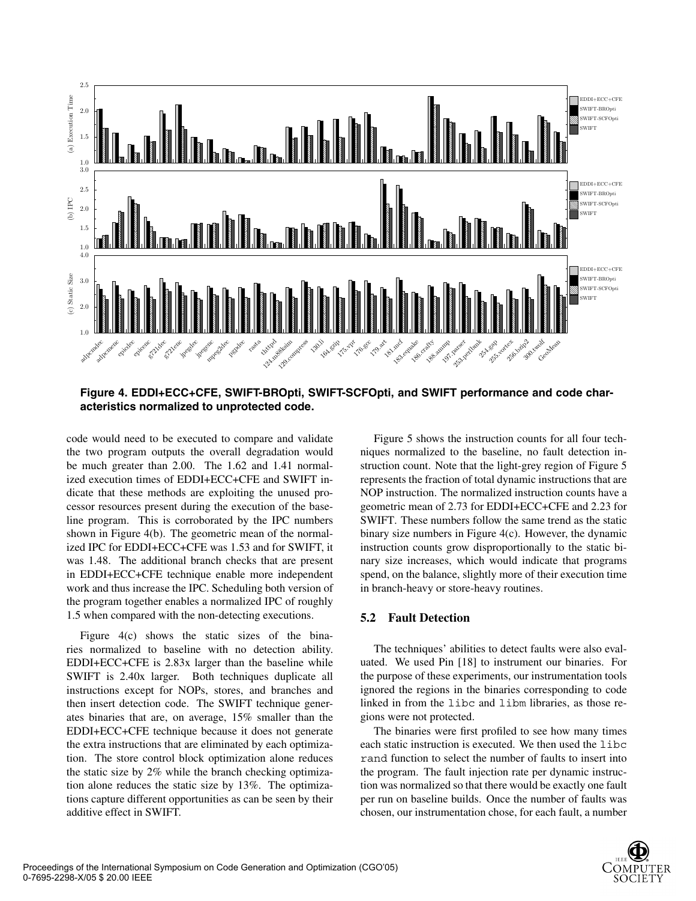**Figure 4. EDDI+ECC+CFE, SWIFT-BROpti, SWIFT-SCFOpti, and SWIFT performance and code characteristics normalized to unprotected code.**

code would need to be executed to compare and validate the two program outputs the overall degradation would be much greater than 2.00. The 1.62 and 1.41 normalized execution times of EDDI+ECC+CFE and SWIFT indicate that these methods are exploiting the unused processor resources present during the execution of the baseline program. This is corroborated by the IPC numbers shown in Figure 4(b). The geometric mean of the normalized IPC for EDDI+ECC+CFE was 1.53 and for SWIFT, it was 1.48. The additional branch checks that are present in EDDI+ECC+CFE technique enable more independent work and thus increase the IPC. Scheduling both version of the program together enables a normalized IPC of roughly 1.5 when compared with the non-detecting executions.

Figure 4(c) shows the static sizes of the binaries normalized to baseline with no detection ability. EDDI+ECC+CFE is 2.83x larger than the baseline while SWIFT is 2.40x larger. Both techniques duplicate all instructions except for NOPs, stores, and branches and then insert detection code. The SWIFT technique generates binaries that are, on average, 15% smaller than the EDDI+ECC+CFE technique because it does not generate the extra instructions that are eliminated by each optimization. The store control block optimization alone reduces the static size by 2% while the branch checking optimization alone reduces the static size by 13%. The optimizations capture different opportunities as can be seen by their additive effect in SWIFT.

Figure 5 shows the instruction counts for all four techniques normalized to the baseline, no fault detection instruction count. Note that the light-grey region of Figure 5 represents the fraction of total dynamic instructions that are NOP instruction. The normalized instruction counts have a geometric mean of 2.73 for EDDI+ECC+CFE and 2.23 for SWIFT. These numbers follow the same trend as the static binary size numbers in Figure 4(c). However, the dynamic instruction counts grow disproportionally to the static binary size increases, which would indicate that programs spend, on the balance, slightly more of their execution time in branch-heavy or store-heavy routines.

## 5.2 Fault Detection

The techniques' abilities to detect faults were also evaluated. We used Pin [18] to instrument our binaries. For the purpose of these experiments, our instrumentation tools ignored the regions in the binaries corresponding to code linked in from the `libc` and `libm` libraries, as those regions were not protected.

The binaries were first profiled to see how many times each static instruction is executed. We then used the `libc rand` function to select the number of faults to insert into the program. The fault injection rate per dynamic instruction was normalized so that there would be exactly one fault per run on baseline builds. Once the number of faults was chosen, our instrumentation chose, for each fault, a number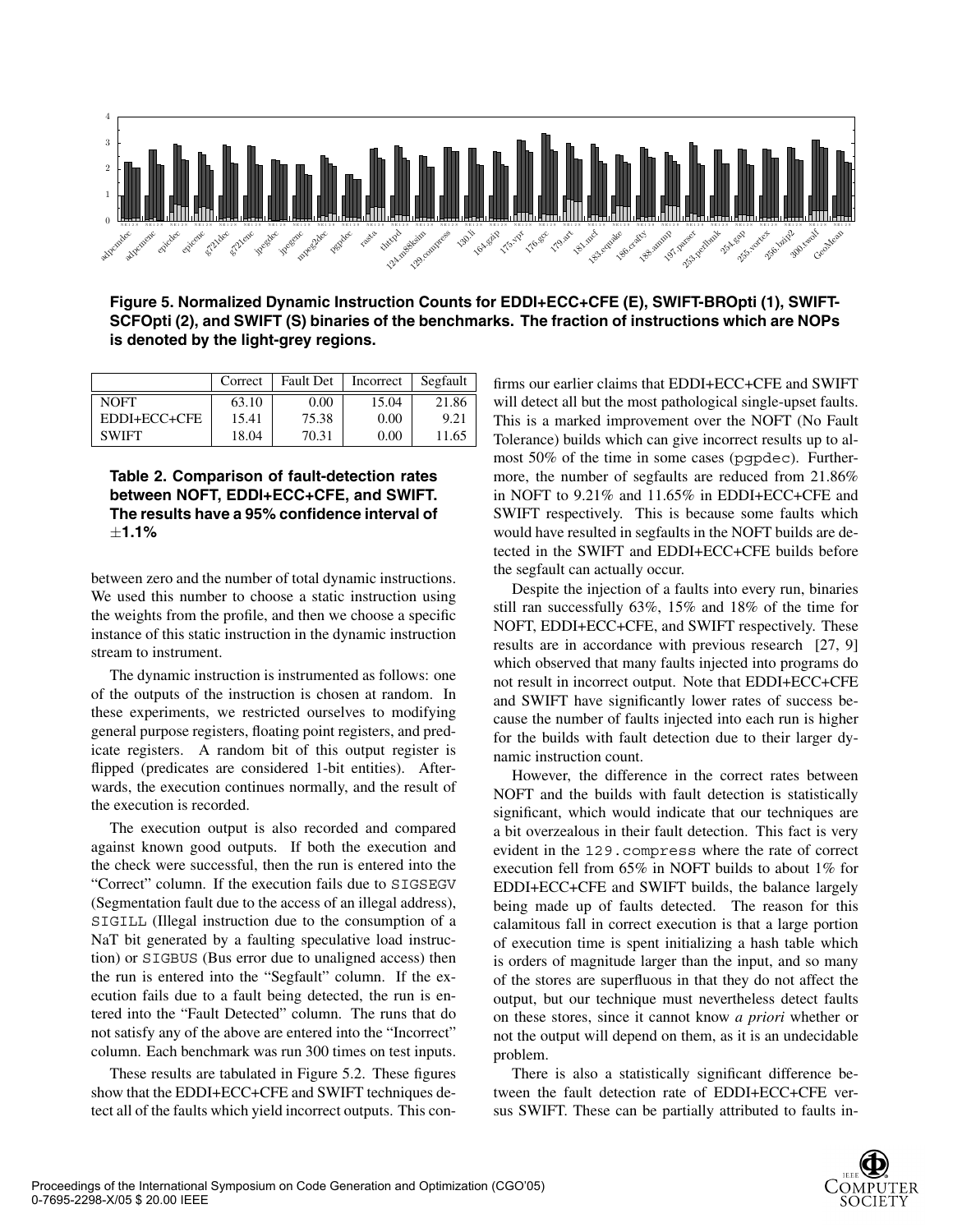**Figure 5. Normalized Dynamic Instruction Counts for EDDI+ECC+CFE (E), SWIFT-BROpti (1), SWIFT-SCFOpti (2), and SWIFT (S) binaries of the benchmarks. The fraction of instructions which are NOPs is denoted by the light-grey regions.**

| | Correct | Fault Det | Incorrect | Segfault |
|---|---|---|---|---|
| NOFT | 63.10 | 0.00 | 15.04 | 21.86 |
| EDDI+ECC+CFE | 15.41 | 75.38 | 0.00 | 9.21 |
| SWIFT | 18.04 | 70.31 | 0.00 | 11.65 |

**Table 2. Comparison of fault-detection rates between NOFT, EDDI+ECC+CFE, and SWIFT. The results have a 95% confidence interval of $\pm$1.1%**

between zero and the number of total dynamic instructions. We used this number to choose a static instruction using the weights from the profile, and then we choose a specific instance of this static instruction in the dynamic instruction stream to instrument.

The dynamic instruction is instrumented as follows: one of the outputs of the instruction is chosen at random. In these experiments, we restricted ourselves to modifying general purpose registers, floating point registers, and predicate registers. A random bit of this output register is flipped (predicates are considered 1-bit entities). Afterwards, the execution continues normally, and the result of the execution is recorded.

The execution output is also recorded and compared against known good outputs. If both the execution and the check were successful, then the run is entered into the "Correct" column. If the execution fails due to SIGSEGV (Segmentation fault due to the access of an illegal address), SIGILL (Illegal instruction due to the consumption of a NaT bit generated by a faulting speculative load instruction) or SIGBUS (Bus error due to unaligned access) then the run is entered into the "Segfault" column. If the execution fails due to a fault being detected, the run is entered into the "Fault Detected" column. The runs that do not satisfy any of the above are entered into the "Incorrect" column. Each benchmark was run 300 times on test inputs.

These results are tabulated in Figure 5.2. These figures show that the EDDI+ECC+CFE and SWIFT techniques detect all of the faults which yield incorrect outputs. This confirms our earlier claims that EDDI+ECC+CFE and SWIFT will detect all but the most pathological single-upset faults. This is a marked improvement over the NOFT (No Fault Tolerance) builds which can give incorrect results up to almost 50% of the time in some cases (pgpdec). Furthermore, the number of segfaults are reduced from 21.86% in NOFT to 9.21% and 11.65% in EDDI+ECC+CFE and SWIFT respectively. This is because some faults which would have resulted in segfaults in the NOFT builds are detected in the SWIFT and EDDI+ECC+CFE builds before the segfault can actually occur.

Despite the injection of a faults into every run, binaries still ran successfully 63%, 15% and 18% of the time for NOFT, EDDI+ECC+CFE, and SWIFT respectively. These results are in accordance with previous research [27, 9] which observed that many faults injected into programs do not result in incorrect output. Note that EDDI+ECC+CFE and SWIFT have significantly lower rates of success because the number of faults injected into each run is higher for the builds with fault detection due to their larger dynamic instruction count.

However, the difference in the correct rates between NOFT and the builds with fault detection is statistically significant, which would indicate that our techniques are a bit overzealous in their fault detection. This fact is very evident in the 129.compress where the rate of correct execution fell from 65% in NOFT builds to about 1% for EDDI+ECC+CFE and SWIFT builds, the balance largely being made up of faults detected. The reason for this calamitous fall in correct execution is that a large portion of execution time is spent initializing a hash table which is orders of magnitude larger than the input, and so many of the stores are superfluous in that they do not affect the output, but our technique must nevertheless detect faults on these stores, since it cannot know *a priori* whether or not the output will depend on them, as it is an undecidable problem.

There is also a statistically significant difference between the fault detection rate of EDDI+ECC+CFE versus SWIFT. These can be partially attributed to faults in-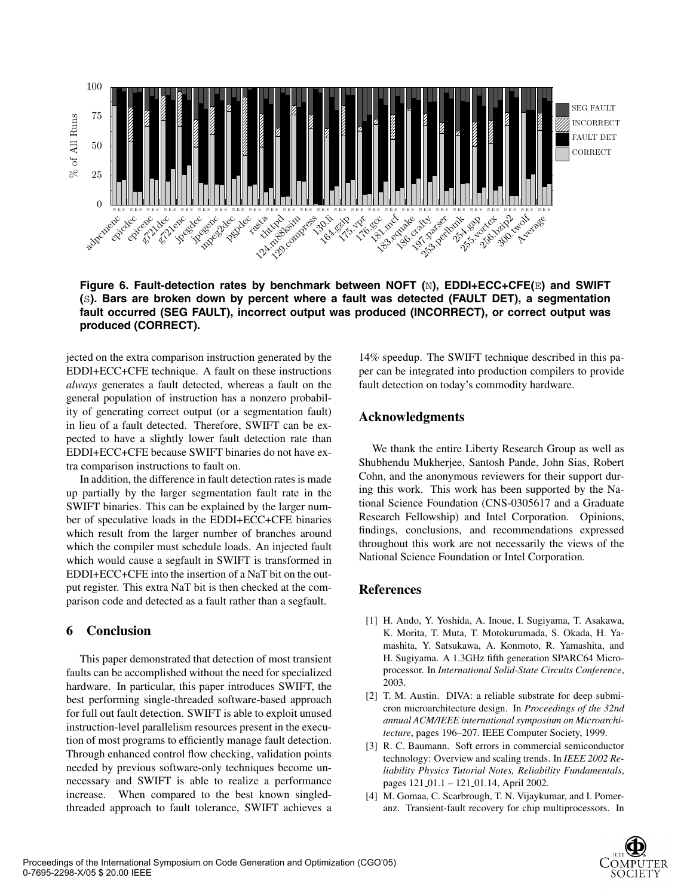100

75

50

25

0

% of All Runs

SEG FAULT

INCORRECT

FAULT DET

CORRECT

N E S

adpcmenc epicdec epicenc g721dec g721enc jpegdec jpegenc mpeg2dec pgpdec rasta tiffpd 124.m88ksim 129.compress 130.li 164.gzip 175.vpr 176.gcc 181.mcf 183.equake 186.crafty 197.parser 253.perlbmk 254.gap 255.vortex 256.bzip2 300.twolf Average

**Figure 6. Fault-detection rates by benchmark between NOFT (N), EDDI+ECC+CFE(E) and SWIFT (S). Bars are broken down by percent where a fault was detected (FAULT DET), a segmentation fault occurred (SEG FAULT), incorrect output was produced (INCORRECT), or correct output was produced (CORRECT).**

jected on the extra comparison instruction generated by the EDDI+ECC+CFE technique. A fault on these instructions *always* generates a fault detected, whereas a fault on the general population of instruction has a nonzero probability of generating correct output (or a segmentation fault) in lieu of a fault detected. Therefore, SWIFT can be expected to have a slightly lower fault detection rate than EDDI+ECC+CFE because SWIFT binaries do not have extra comparison instructions to fault on.

In addition, the difference in fault detection rates is made up partially by the larger segmentation fault rate in the SWIFT binaries. This can be explained by the larger number of speculative loads in the EDDI+ECC+CFE binaries which result from the larger number of branches around which the compiler must schedule loads. An injected fault which would cause a segfault in SWIFT is transformed in EDDI+ECC+CFE into the insertion of a NaT bit on the output register. This extra NaT bit is then checked at the comparison code and detected as a fault rather than a segfault.

## 6 Conclusion

This paper demonstrated that detection of most transient faults can be accomplished without the need for specialized hardware. In particular, this paper introduces SWIFT, the best performing single-threaded software-based approach for full out fault detection. SWIFT is able to exploit unused instruction-level parallelism resources present in the execution of most programs to efficiently manage fault detection. Through enhanced control flow checking, validation points needed by previous software-only techniques become unnecessary and SWIFT is able to realize a performance increase. When compared to the best known singled-threaded approach to fault tolerance, SWIFT achieves a 14% speedup. The SWIFT technique described in this paper can be integrated into production compilers to provide fault detection on today's commodity hardware.

## Acknowledgments

We thank the entire Liberty Research Group as well as Shubhendu Mukherjee, Santosh Pande, John Sias, Robert Cohn, and the anonymous reviewers for their support during this work. This work has been supported by the National Science Foundation (CNS-0305617 and a Graduate Research Fellowship) and Intel Corporation. Opinions, findings, conclusions, and recommendations expressed throughout this work are not necessarily the views of the National Science Foundation or Intel Corporation.

## References

[1] H. Ando, Y. Yoshida, A. Inoue, I. Sugiyama, T. Asakawa, K. Morita, T. Muta, T. Motokurumada, S. Okada, H. Yamashita, Y. Satsukawa, A. Konmoto, R. Yamashita, and H. Sugiyama. A 1.3GHz fifth generation SPARC64 Microprocessor. In *International Solid-State Circuits Conference*, 2003.

[2] T. M. Austin. DIVA: a reliable substrate for deep submicron microarchitecture design. In *Proceedings of the 32nd annual ACM/IEEE international symposium on Microarchitecture*, pages 196–207. IEEE Computer Society, 1999.

[3] R. C. Baumann. Soft errors in commercial semiconductor technology: Overview and scaling trends. In *IEEE 2002 Reliability Physics Tutorial Notes, Reliability Fundamentals*, pages 121_01.1 – 121_01.14, April 2002.

[4] M. Gomaa, C. Scarbrough, T. N. Vijaykumar, and I. Pomeranz. Transient-fault recovery for chip multiprocessors. In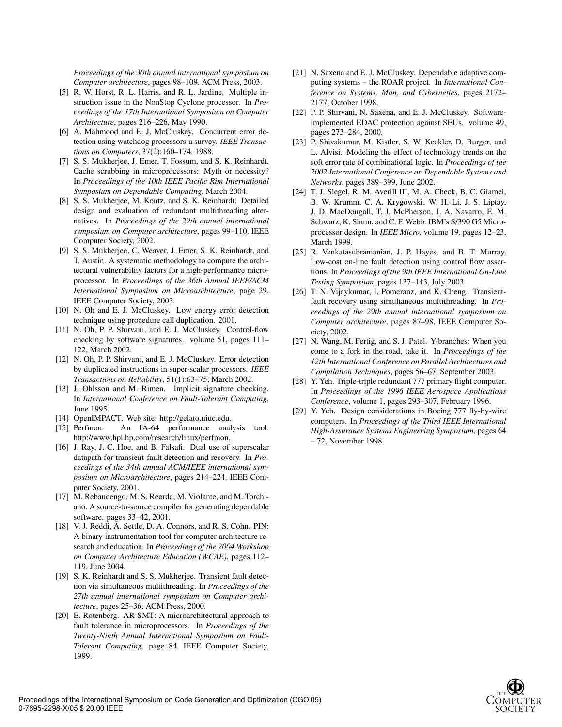*Proceedings of the 30th annual international symposium on Computer architecture*, pages 98–109. ACM Press, 2003.

[5] R. W. Horst, R. L. Harris, and R. L. Jardine. Multiple instruction issue in the NonStop Cyclone processor. In *Proceedings of the 17th International Symposium on Computer Architecture*, pages 216–226, May 1990.

[6] A. Mahmood and E. J. McCluskey. Concurrent error detection using watchdog processors-a survey. *IEEE Transactions on Computers*, 37(2):160–174, 1988.

[7] S. S. Mukherjee, J. Emer, T. Fossum, and S. K. Reinhardt. Cache scrubbing in microprocessors: Myth or necessity? In *Proceedings of the 10th IEEE Pacific Rim International Symposium on Dependable Computing*, March 2004.

[8] S. S. Mukherjee, M. Kontz, and S. K. Reinhardt. Detailed design and evaluation of redundant multithreading alternatives. In *Proceedings of the 29th annual international symposium on Computer architecture*, pages 99–110. IEEE Computer Society, 2002.

[9] S. S. Mukherjee, C. Weaver, J. Emer, S. K. Reinhardt, and T. Austin. A systematic methodology to compute the architectural vulnerability factors for a high-performance microprocessor. In *Proceedings of the 36th Annual IEEE/ACM International Symposium on Microarchitecture*, page 29. IEEE Computer Society, 2003.

[10] N. Oh and E. J. McCluskey. Low energy error detection technique using procedure call duplication. 2001.

[11] N. Oh, P. P. Shirvani, and E. J. McCluskey. Control-flow checking by software signatures. volume 51, pages 111–122, March 2002.

[12] N. Oh, P. P. Shirvani, and E. J. McCluskey. Error detection by duplicated instructions in super-scalar processors. *IEEE Transactions on Reliability*, 51(1):63–75, March 2002.

[13] J. Ohlsson and M. Rimen. Implicit signature checking. In *International Conference on Fault-Tolerant Computing*, June 1995.

[14] OpenIMPACT. Web site: http://gelato.uiuc.edu.

[15] Perfmon: An IA-64 performance analysis tool. http://www.hpl.hp.com/research/linux/perfmon.

[16] J. Ray, J. C. Hoe, and B. Falsafi. Dual use of superscalar datapath for transient-fault detection and recovery. In *Proceedings of the 34th annual ACM/IEEE international symposium on Microarchitecture*, pages 214–224. IEEE Computer Society, 2001.

[17] M. Rebaudengo, M. S. Reorda, M. Violante, and M. Torchiano. A source-to-source compiler for generating dependable software. pages 33–42, 2001.

[18] V. J. Reddi, A. Settle, D. A. Connors, and R. S. Cohn. PIN: A binary instrumentation tool for computer architecture research and education. In *Proceedings of the 2004 Workshop on Computer Architecture Education (WCAE)*, pages 112–119, June 2004.

[19] S. K. Reinhardt and S. S. Mukherjee. Transient fault detection via simultaneous multithreading. In *Proceedings of the 27th annual international symposium on Computer architecture*, pages 25–36. ACM Press, 2000.

[20] E. Rotenberg. AR-SMT: A microarchitectural approach to fault tolerance in microprocessors. In *Proceedings of the Twenty-Ninth Annual International Symposium on Fault-Tolerant Computing*, page 84. IEEE Computer Society, 1999.

[21] N. Saxena and E. J. McCluskey. Dependable adaptive computing systems – the ROAR project. In *International Conference on Systems, Man, and Cybernetics*, pages 2172–2177, October 1998.

[22] P. P. Shirvani, N. Saxena, and E. J. McCluskey. Software-implemented EDAC protection against SEUs. volume 49, pages 273–284, 2000.

[23] P. Shivakumar, M. Kistler, S. W. Keckler, D. Burger, and L. Alvisi. Modeling the effect of technology trends on the soft error rate of combinational logic. In *Proceedings of the 2002 International Conference on Dependable Systems and Networks*, pages 389–399, June 2002.

[24] T. J. Slegel, R. M. Averill III, M. A. Check, B. C. Giamei, B. W. Krumm, C. A. Krygowski, W. H. Li, J. S. Liptay, J. D. MacDougall, T. J. McPherson, J. A. Navarro, E. M. Schwarz, K. Shum, and C. F. Webb. IBM's S/390 G5 Microprocessor design. In *IEEE Micro*, volume 19, pages 12–23, March 1999.

[25] R. Venkatasubramanian, J. P. Hayes, and B. T. Murray. Low-cost on-line fault detection using control flow assertions. In *Proceedings of the 9th IEEE International On-Line Testing Symposium*, pages 137–143, July 2003.

[26] T. N. Vijaykumar, I. Pomeranz, and K. Cheng. Transient-fault recovery using simultaneous multithreading. In *Proceedings of the 29th annual international symposium on Computer architecture*, pages 87–98. IEEE Computer Society, 2002.

[27] N. Wang, M. Fertig, and S. J. Patel. Y-branches: When you come to a fork in the road, take it. In *Proceedings of the 12th International Conference on Parallel Architectures and Compilation Techniques*, pages 56–67, September 2003.

[28] Y. Yeh. Triple-triple redundant 777 primary flight computer. In *Proceedings of the 1996 IEEE Aerospace Applications Conference*, volume 1, pages 293–307, February 1996.

[29] Y. Yeh. Design considerations in Boeing 777 fly-by-wire computers. In *Proceedings of the Third IEEE International High-Assurance Systems Engineering Symposium*, pages 64 – 72, November 1998.